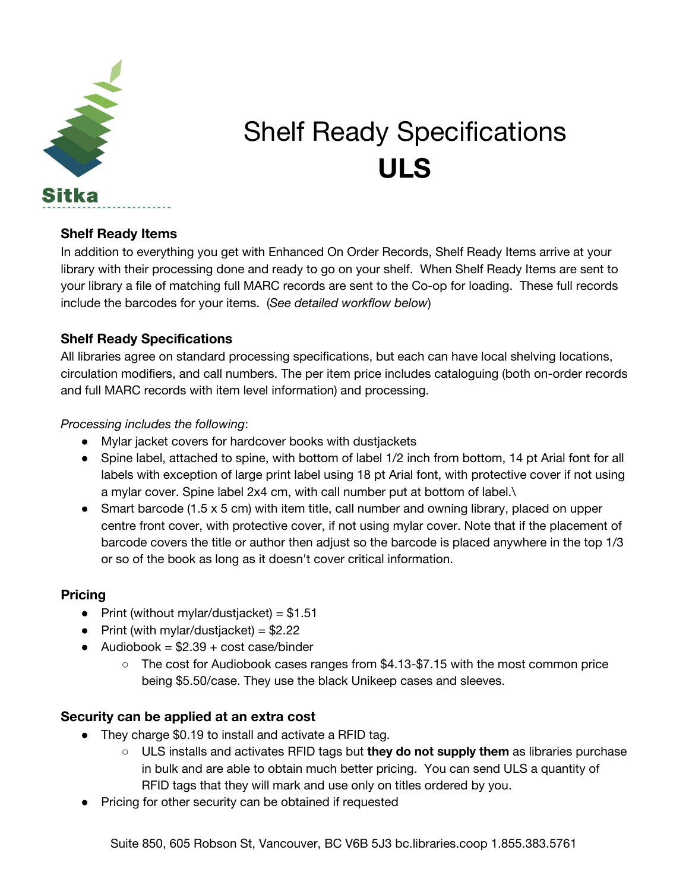Sitka

# Shelf Ready Specifications
# **ULS**

### Shelf Ready Items

In addition to everything you get with Enhanced On Order Records, Shelf Ready Items arrive at your library with their processing done and ready to go on your shelf. When Shelf Ready Items are sent to your library a file of matching full MARC records are sent to the Co-op for loading. These full records include the barcodes for your items. (*See detailed workflow below*)

### Shelf Ready Specifications

All libraries agree on standard processing specifications, but each can have local shelving locations, circulation modifiers, and call numbers. The per item price includes cataloguing (both on-order records and full MARC records with item level information) and processing.

*Processing includes the following*:

- Mylar jacket covers for hardcover books with dustjackets
- Spine label, attached to spine, with bottom of label 1/2 inch from bottom, 14 pt Arial font for all labels with exception of large print label using 18 pt Arial font, with protective cover if not using a mylar cover. Spine label 2x4 cm, with call number put at bottom of label.\
- Smart barcode (1.5 x 5 cm) with item title, call number and owning library, placed on upper centre front cover, with protective cover, if not using mylar cover. Note that if the placement of barcode covers the title or author then adjust so the barcode is placed anywhere in the top 1/3 or so of the book as long as it doesn't cover critical information.

### Pricing

- Print (without mylar/dustjacket) = $1.51
- Print (with mylar/dustjacket) = $2.22
- Audiobook = $2.39 + cost case/binder
  - The cost for Audiobook cases ranges from $4.13-$7.15 with the most common price being $5.50/case. They use the black Unikeep cases and sleeves.

### Security can be applied at an extra cost

- They charge $0.19 to install and activate a RFID tag.
  - ULS installs and activates RFID tags but **they do not supply them** as libraries purchase in bulk and are able to obtain much better pricing. You can send ULS a quantity of RFID tags that they will mark and use only on titles ordered by you.
- Pricing for other security can be obtained if requested

Suite 850, 605 Robson St, Vancouver, BC V6B 5J3 bc.libraries.coop 1.855.383.5761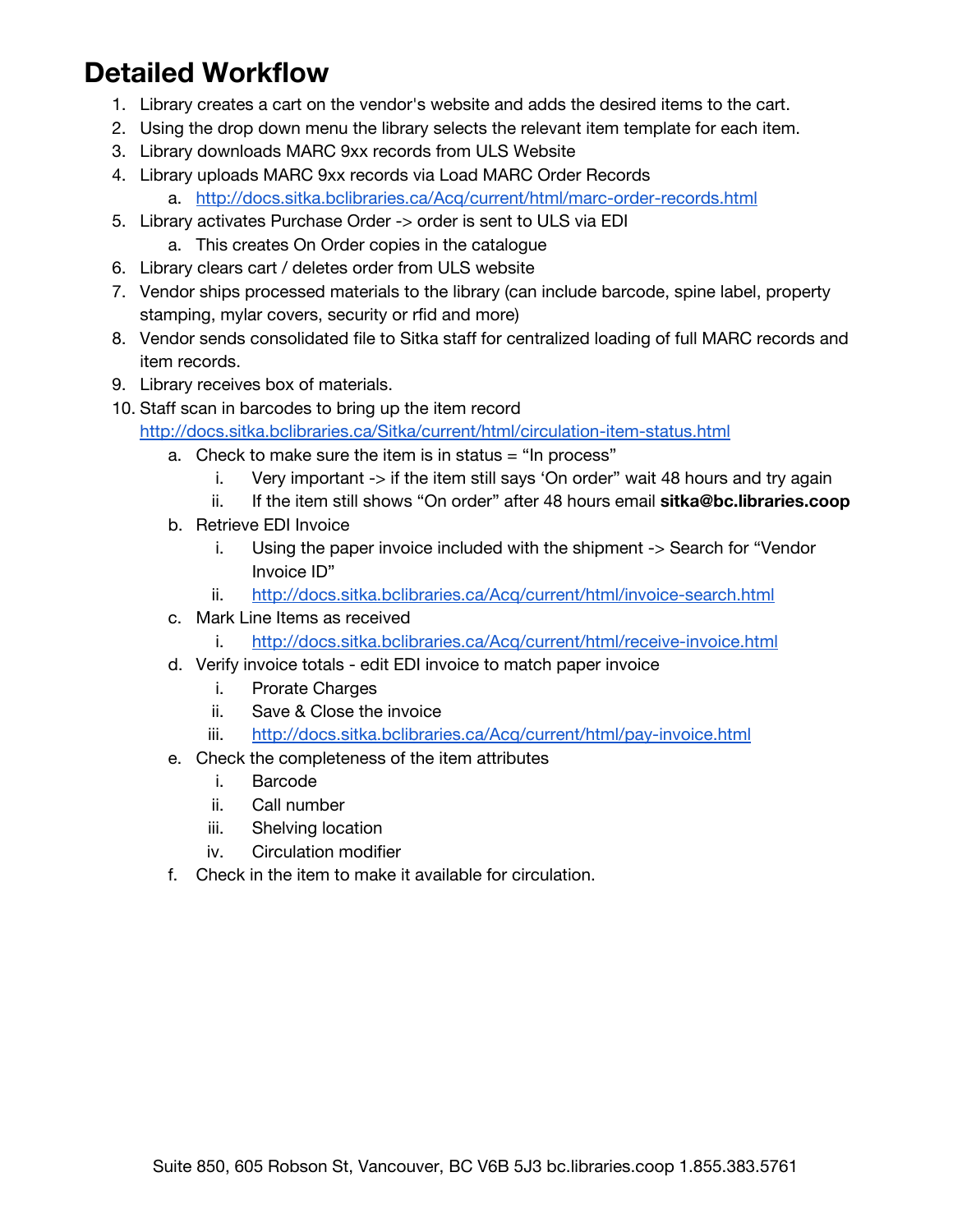# Detailed Workflow

1. Library creates a cart on the vendor's website and adds the desired items to the cart.
2. Using the drop down menu the library selects the relevant item template for each item.
3. Library downloads MARC 9xx records from ULS Website
4. Library uploads MARC 9xx records via Load MARC Order Records
    a. http://docs.sitka.bclibraries.ca/Acq/current/html/marc-order-records.html
5. Library activates Purchase Order -> order is sent to ULS via EDI
    a. This creates On Order copies in the catalogue
6. Library clears cart / deletes order from ULS website
7. Vendor ships processed materials to the library (can include barcode, spine label, property stamping, mylar covers, security or rfid and more)
8. Vendor sends consolidated file to Sitka staff for centralized loading of full MARC records and item records.
9. Library receives box of materials.
10. Staff scan in barcodes to bring up the item record http://docs.sitka.bclibraries.ca/Sitka/current/html/circulation-item-status.html
    a. Check to make sure the item is in status = “In process”
        i. Very important -> if the item still says ‘On order” wait 48 hours and try again
        ii. If the item still shows “On order” after 48 hours email **sitka@bc.libraries.coop**
    b. Retrieve EDI Invoice
        i. Using the paper invoice included with the shipment -> Search for “Vendor Invoice ID”
        ii. http://docs.sitka.bclibraries.ca/Acq/current/html/invoice-search.html
    c. Mark Line Items as received
        i. http://docs.sitka.bclibraries.ca/Acq/current/html/receive-invoice.html
    d. Verify invoice totals - edit EDI invoice to match paper invoice
        i. Prorate Charges
        ii. Save & Close the invoice
        iii. http://docs.sitka.bclibraries.ca/Acq/current/html/pay-invoice.html
    e. Check the completeness of the item attributes
        i. Barcode
        ii. Call number
        iii. Shelving location
        iv. Circulation modifier
    f. Check in the item to make it available for circulation.

Suite 850, 605 Robson St, Vancouver, BC V6B 5J3 bc.libraries.coop 1.855.383.5761